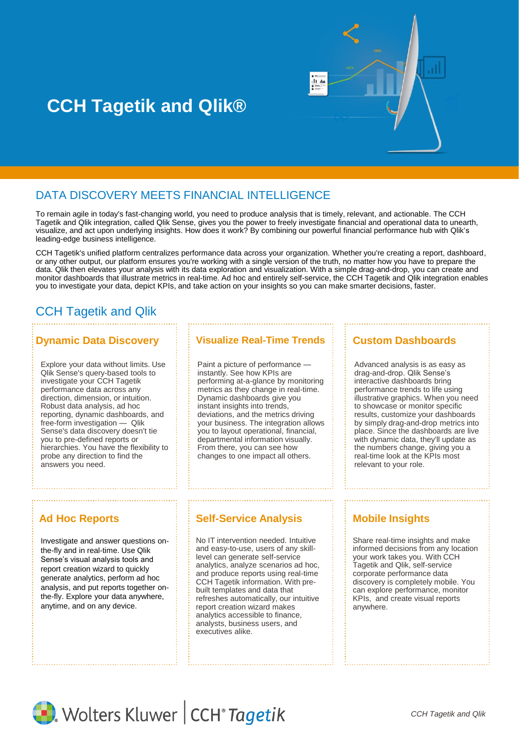# CCH Tagetik and Qlik®

## DATA DISCOVERY MEETS FINANCIAL INTELLIGENCE

To remain agile in today's fast-changing world, you need to produce analysis that is timely, relevant, and actionable. The CCH Tagetik and Qlik integration, called Qlik Sense, gives you the power to freely investigate financial and operational data to unearth, visualize, and act upon underlying insights. How does it work? By combining our powerful financial performance hub with Qlik's leading-edge business intelligence.

CCH Tagetik's unified platform centralizes performance data across your organization. Whether you're creating a report, dashboard, or any other output, our platform ensures you're working with a single version of the truth, no matter how you have to prepare the data. Qlik then elevates your analysis with its data exploration and visualization. With a simple drag-and-drop, you can create and monitor dashboards that illustrate metrics in real-time. Ad hoc and entirely self-service, the CCH Tagetik and Qlik integration enables you to investigate your data, depict KPIs, and take action on your insights so you can make smarter decisions, faster.

## CCH Tagetik and Qlik

### Dynamic Data Discovery

Explore your data without limits. Use Qlik Sense's query-based tools to investigate your CCH Tagetik performance data across any direction, dimension, or intuition. Robust data analysis, ad hoc reporting, dynamic dashboards, and free-form investigation — Qlik Sense's data discovery doesn't tie you to pre-defined reports or hierarchies. You have the flexibility to probe any direction to find the answers you need.

### Visualize Real-Time Trends

Paint a picture of performance — instantly. See how KPIs are performing at-a-glance by monitoring metrics as they change in real-time. Dynamic dashboards give you instant insights into trends, deviations, and the metrics driving your business. The integration allows you to layout operational, financial, departmental information visually. From there, you can see how changes to one impact all others.

### Custom Dashboards

Advanced analysis is as easy as drag-and-drop. Qlik Sense's interactive dashboards bring performance trends to life using illustrative graphics. When you need to showcase or monitor specific results, customize your dashboards by simply drag-and-drop metrics into place. Since the dashboards are live with dynamic data, they'll update as the numbers change, giving you a real-time look at the KPIs most relevant to your role.

### Ad Hoc Reports

Investigate and answer questions on-the-fly and in real-time. Use Qlik Sense's visual analysis tools and report creation wizard to quickly generate analytics, perform ad hoc analysis, and put reports together on-the-fly. Explore your data anywhere, anytime, and on any device.

### Self-Service Analysis

No IT intervention needed. Intuitive and easy-to-use, users of any skill-level can generate self-service analytics, analyze scenarios ad hoc, and produce reports using real-time CCH Tagetik information. With pre-built templates and data that refreshes automatically, our intuitive report creation wizard makes analytics accessible to finance, analysts, business users, and executives alike.

### Mobile Insights

Share real-time insights and make informed decisions from any location your work takes you. With CCH Tagetik and Qlik, self-service corporate performance data discovery is completely mobile. You can explore performance, monitor KPIs, and create visual reports anywhere.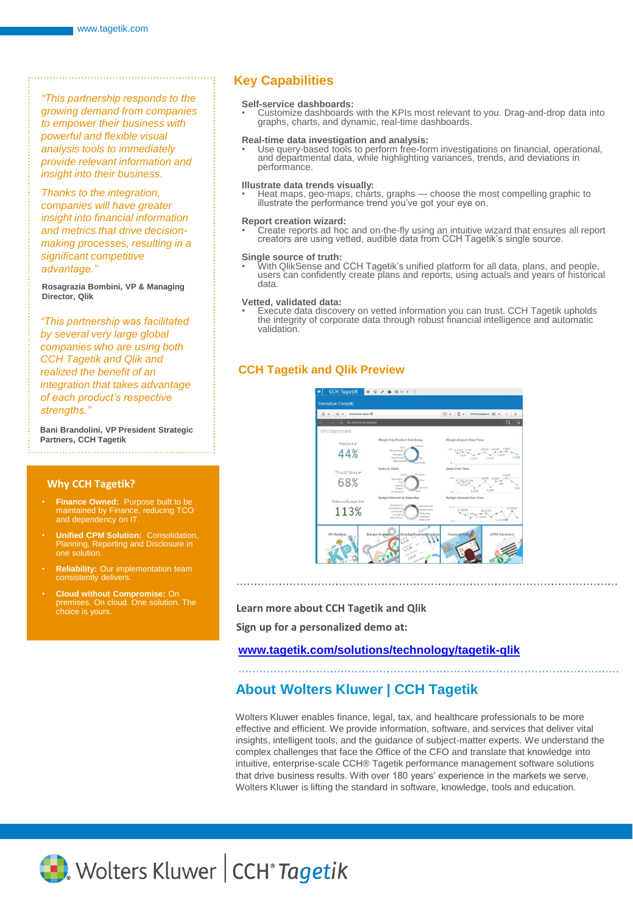*"This partnership responds to the growing demand from companies to empower their business with powerful and flexible visual analysis tools to immediately provide relevant information and insight into their business.*

*Thanks to the integration, companies will have greater insight into financial information and metrics that drive decision-making processes, resulting in a significant competitive advantage."*

**Rosagrazia Bombini, VP & Managing Director, Qlik**

*"This partnership was facilitated by several very large global companies who are using both CCH Tagetik and Qlik and realized the benefit of an integration that takes advantage of each product's respective strengths."*

**Bani Brandolini, VP President Strategic Partners, CCH Tagetik**

## Why CCH Tagetik?

- **Finance Owned:** Purpose built to be maintained by Finance, reducing TCO and dependency on IT.
- **Unified CPM Solution:** Consolidation, Planning, Reporting and Disclosure in one solution.
- **Reliability:** Our implementation team consistently delivers.
- **Cloud without Compromise:** On premises. On cloud. One solution. The choice is yours.

## Key Capabilities

**Self-service dashboards:**

- Customize dashboards with the KPIs most relevant to you. Drag-and-drop data into graphs, charts, and dynamic, real-time dashboards.

**Real-time data investigation and analysis:**

- Use query-based tools to perform free-form investigations on financial, operational, and departmental data, while highlighting variances, trends, and deviations in performance.

**Illustrate data trends visually:**

- Heat maps, geo-maps, charts, graphs — choose the most compelling graphic to illustrate the performance trend you've got your eye on.

**Report creation wizard:**

- Create reports ad hoc and on-the-fly using an intuitive wizard that ensures all report creators are using vetted, audible data from CCH Tagetik's single source.

**Single source of truth:**

- With QlikSense and CCH Tagetik's unified platform for all data, plans, and people, users can confidently create plans and reports, using actuals and years of historical data.

**Vetted, validated data:**

- Execute data discovery on vetted information you can trust. CCH Tagetik upholds the integrity of corporate data through robust financial intelligence and automatic validation.

## CCH Tagetik and Qlik Preview

**Learn more about CCH Tagetik and Qlik**

**Sign up for a personalized demo at:**

[www.tagetik.com/solutions/technology/tagetik-qlik](www.tagetik.com/solutions/technology/tagetik-qlik)

## About Wolters Kluwer | CCH Tagetik

Wolters Kluwer enables finance, legal, tax, and healthcare professionals to be more effective and efficient. We provide information, software, and services that deliver vital insights, intelligent tools, and the guidance of subject-matter experts. We understand the complex challenges that face the Office of the CFO and translate that knowledge into intuitive, enterprise-scale CCH® Tagetik performance management software solutions that drive business results. With over 180 years' experience in the markets we serve, Wolters Kluwer is lifting the standard in software, knowledge, tools and education.

Wolters Kluwer | CCH® Tagetik